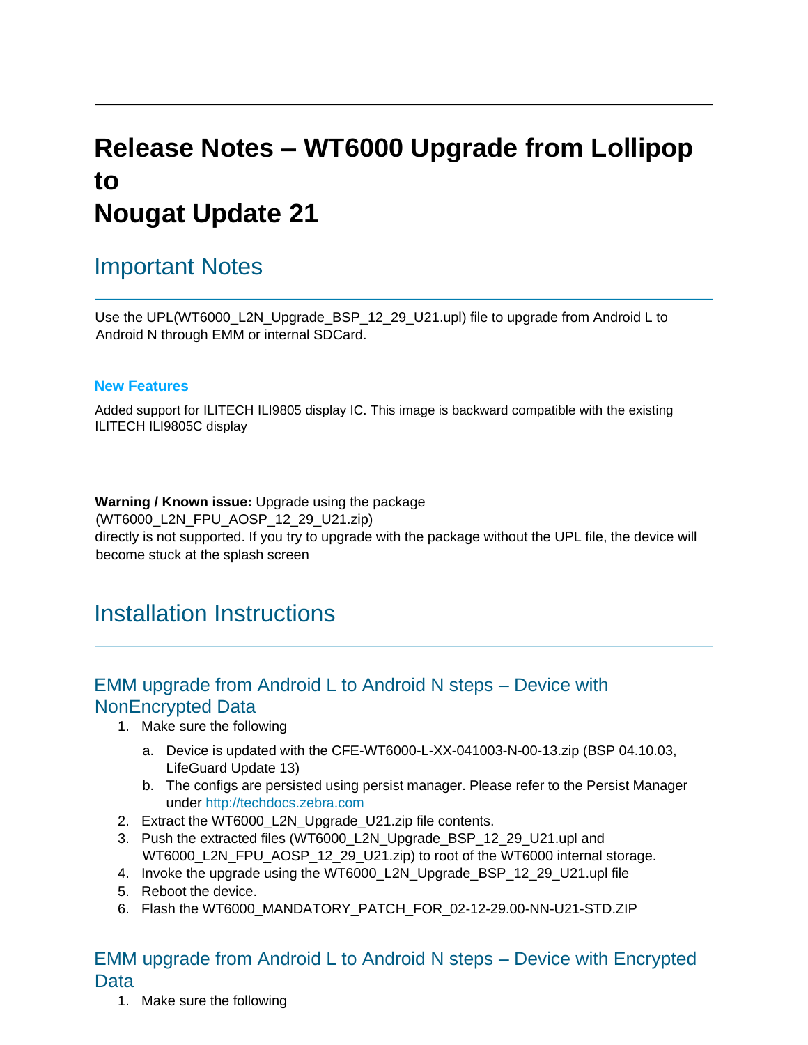# Release Notes – WT6000 Upgrade from Lollipop to Nougat Update 21

## Important Notes

Use the UPL(WT6000_L2N_Upgrade_BSP_12_29_U21.upl) file to upgrade from Android L to Android N through EMM or internal SDCard.

### New Features

Added support for ILITECH ILI9805 display IC. This image is backward compatible with the existing ILITECH ILI9805C display

**Warning / Known issue:** Upgrade using the package (WT6000_L2N_FPU_AOSP_12_29_U21.zip) directly is not supported. If you try to upgrade with the package without the UPL file, the device will become stuck at the splash screen

## Installation Instructions

### EMM upgrade from Android L to Android N steps – Device with NonEncrypted Data

1. Make sure the following
   a. Device is updated with the CFE-WT6000-L-XX-041003-N-00-13.zip (BSP 04.10.03, LifeGuard Update 13)
   b. The configs are persisted using persist manager. Please refer to the Persist Manager under [http://techdocs.zebra.com](http://techdocs.zebra.com)
2. Extract the WT6000_L2N_Upgrade_U21.zip file contents.
3. Push the extracted files (WT6000_L2N_Upgrade_BSP_12_29_U21.upl and WT6000_L2N_FPU_AOSP_12_29_U21.zip) to root of the WT6000 internal storage.
4. Invoke the upgrade using the WT6000_L2N_Upgrade_BSP_12_29_U21.upl file
5. Reboot the device.
6. Flash the WT6000_MANDATORY_PATCH_FOR_02-12-29.00-NN-U21-STD.ZIP

### EMM upgrade from Android L to Android N steps – Device with Encrypted Data

1. Make sure the following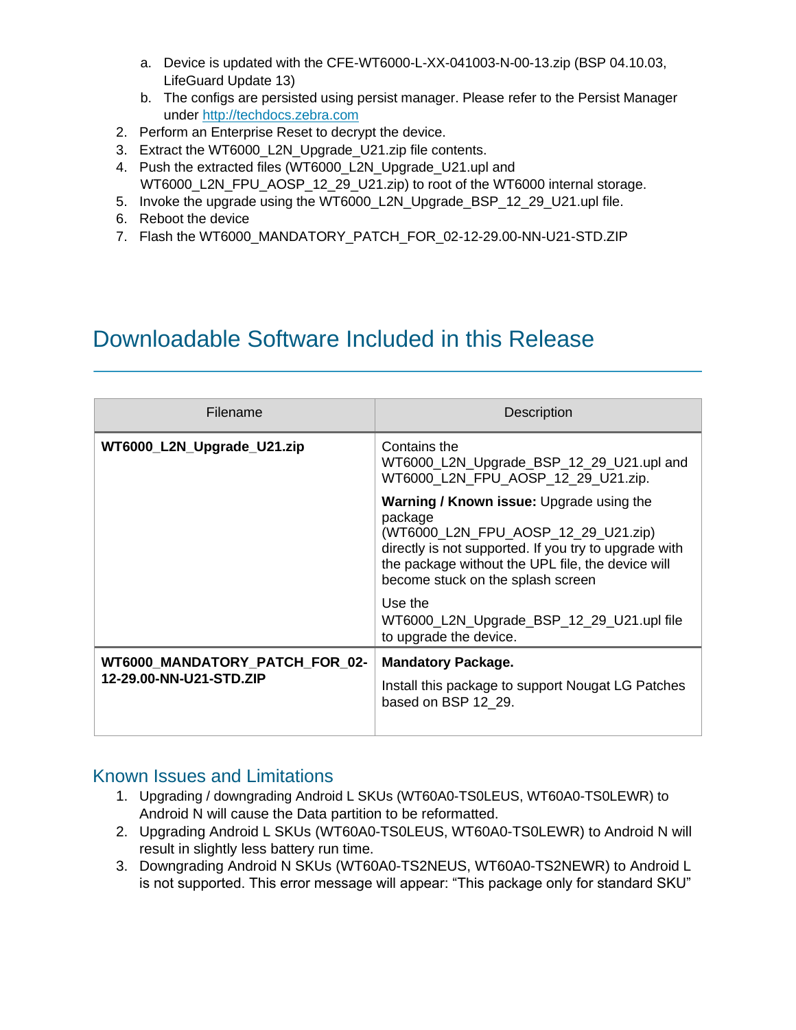a. Device is updated with the CFE-WT6000-L-XX-041003-N-00-13.zip (BSP 04.10.03, LifeGuard Update 13)
   b. The configs are persisted using persist manager. Please refer to the Persist Manager under http://techdocs.zebra.com
2. Perform an Enterprise Reset to decrypt the device.
3. Extract the WT6000_L2N_Upgrade_U21.zip file contents.
4. Push the extracted files (WT6000_L2N_Upgrade_U21.upl and WT6000_L2N_FPU_AOSP_12_29_U21.zip) to root of the WT6000 internal storage.
5. Invoke the upgrade using the WT6000_L2N_Upgrade_BSP_12_29_U21.upl file.
6. Reboot the device
7. Flash the WT6000_MANDATORY_PATCH_FOR_02-12-29.00-NN-U21-STD.ZIP

# Downloadable Software Included in this Release

| Filename | Description |
|---|---|
| **WT6000_L2N_Upgrade_U21.zip** | Contains the WT6000_L2N_Upgrade_BSP_12_29_U21.upl and WT6000_L2N_FPU_AOSP_12_29_U21.zip.<br><br>**Warning / Known issue:** Upgrade using the package (WT6000_L2N_FPU_AOSP_12_29_U21.zip) directly is not supported. If you try to upgrade with the package without the UPL file, the device will become stuck on the splash screen<br><br>Use the WT6000_L2N_Upgrade_BSP_12_29_U21.upl file to upgrade the device. |
| **WT6000_MANDATORY_PATCH_FOR_02-12-29.00-NN-U21-STD.ZIP** | **Mandatory Package.**<br><br>Install this package to support Nougat LG Patches based on BSP 12_29. |

## Known Issues and Limitations

1. Upgrading / downgrading Android L SKUs (WT60A0-TS0LEUS, WT60A0-TS0LEWR) to Android N will cause the Data partition to be reformatted.
2. Upgrading Android L SKUs (WT60A0-TS0LEUS, WT60A0-TS0LEWR) to Android N will result in slightly less battery run time.
3. Downgrading Android N SKUs (WT60A0-TS2NEUS, WT60A0-TS2NEWR) to Android L is not supported. This error message will appear: “This package only for standard SKU”